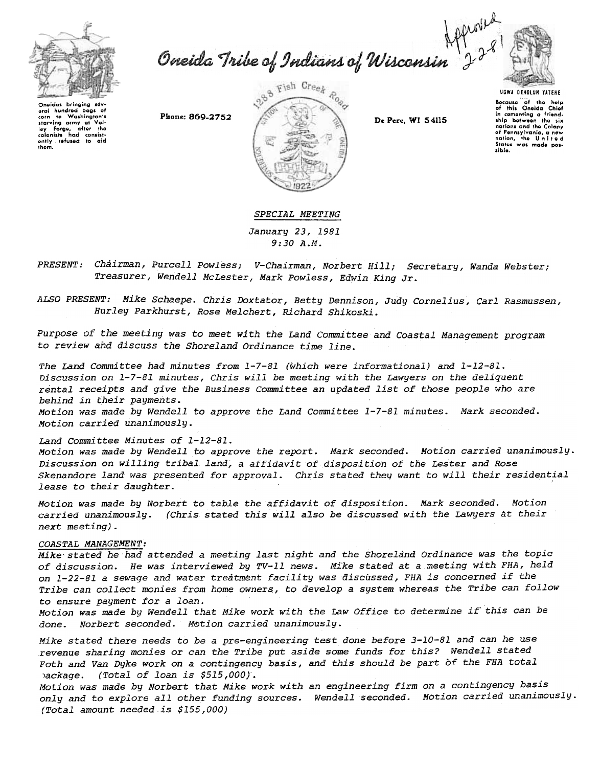Oneida Tribe of Indians of Wisconsin

Approved 2-2-81

Oneidas bringing several hundred bags of corn to Washington's starving army at Valley Forge, after the colonists had consistently refused to aid them.

Phone: 869-2752

1288 Fish Creek Road

De Pere, WI 54115

UGWA DEHOLUH YATEHE

Because of the help of this Oneida Chief in cementing a friendship between the six nations and the Colony of Pennsylvania, a new nation, the United States was made possible.

*SPECIAL MEETING*

*January 23, 1981*
*9:30 A.M.*

*PRESENT: Chairman, Purcell Powless; V-Chairman, Norbert Hill; Secretary, Wanda Webster; Treasurer, Wendell McLester, Mark Powless, Edwin King Jr.*

*ALSO PRESENT: Mike Schaepe. Chris Doxtator, Betty Dennison, Judy Cornelius, Carl Rasmussen, Hurley Parkhurst, Rose Melchert, Richard Shikoski.*

*Purpose of the meeting was to meet with the Land Committee and Coastal Management program to review and discuss the Shoreland Ordinance time line.*

*The Land Committee had minutes from 1-7-81 (which were informational) and 1-12-81. Discussion on 1-7-81 minutes, Chris will be meeting with the Lawyers on the deliquent rental receipts and give the Business Committee an updated list of those people who are behind in their payments.*
*Motion was made by Wendell to approve the Land Committee 1-7-81 minutes. Mark seconded. Motion carried unanimously.*

*Land Committee Minutes of 1-12-81.*
*Motion was made by Wendell to approve the report. Mark seconded. Motion carried unanimously. Discussion on willing tribal land, a affidavit of disposition of the Lester and Rose Skenandore land was presented for approval. Chris stated they want to will their residential lease to their daughter.*

*Motion was made by Norbert to table the affidavit of disposition. Mark seconded. Motion carried unanimously. (Chris stated this will also be discussed with the Lawyers at their next meeting).*

*COASTAL MANAGEMENT:*
*Mike stated he had attended a meeting last night and the Shoreland Ordinance was the topic of discussion. He was interviewed by TV-11 news. Mike stated at a meeting with FHA, held on 1-22-81 a sewage and water treatment facility was discussed, FHA is concerned if the Tribe can collect monies from home owners, to develop a system whereas the Tribe can follow to ensure payment for a loan.*
*Motion was made by Wendell that Mike work with the Law Office to determine if this can be done. Norbert seconded. Motion carried unanimously.*

*Mike stated there needs to be a pre-engineering test done before 3-10-81 and can he use revenue sharing monies or can the Tribe put aside some funds for this? Wendell stated Foth and Van Dyke work on a contingency basis, and this should be part of the FHA total package. (Total of loan is $515,000).*
*Motion was made by Norbert that Mike work with an engineering firm on a contingency basis only and to explore all other funding sources. Wendell seconded. Motion carried unanimously. (Total amount needed is $155,000)*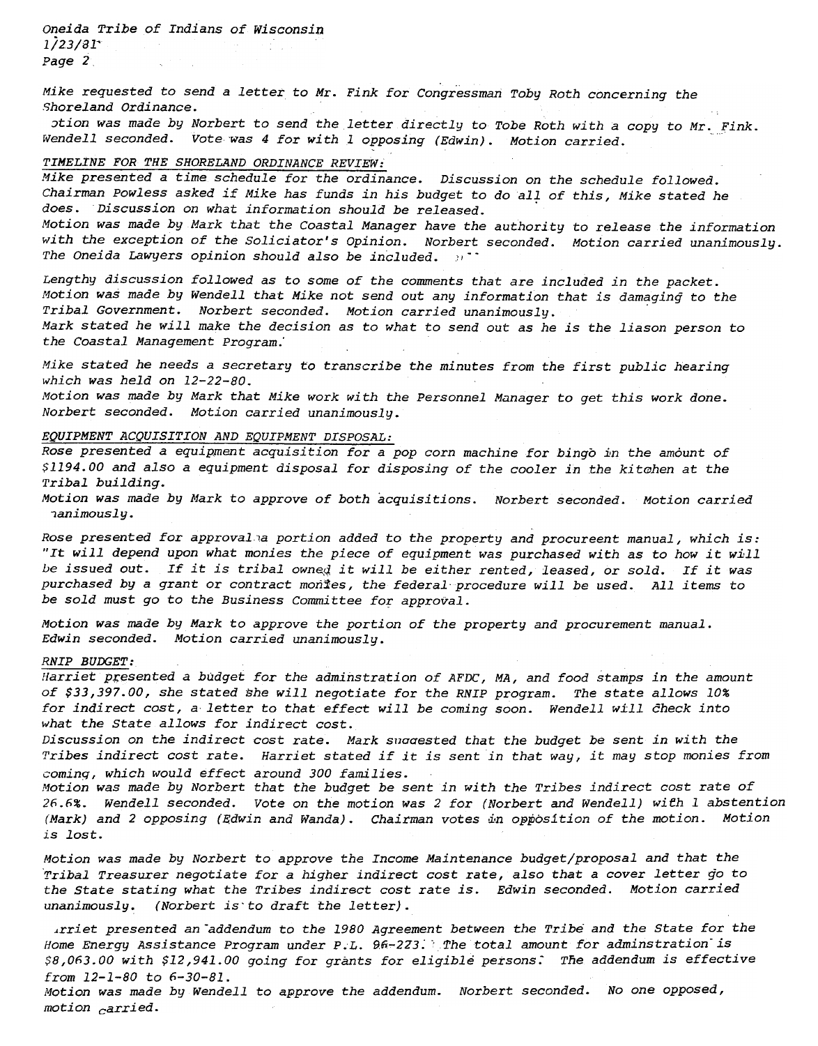Mike requested to send a letter to Mr. Fink for Congressman Toby Roth concerning the Shoreland Ordinance.
otion was made by Norbert to send the letter directly to Tobe Roth with a copy to Mr. Fink. Wendell seconded. Vote was 4 for with 1 opposing (Edwin). Motion carried.

TIMELINE FOR THE SHORELAND ORDINANCE REVIEW:
Mike presented a time schedule for the ordinance. Discussion on the schedule followed. Chairman Powless asked if Mike has funds in his budget to do all of this, Mike stated he does. Discussion on what information should be released.
Motion was made by Mark that the Coastal Manager have the authority to release the information with the exception of the Soliciator's Opinion. Norbert seconded. Motion carried unanimously. The Oneida Lawyers opinion should also be included.

Lengthy discussion followed as to some of the comments that are included in the packet. Motion was made by Wendell that Mike not send out any information that is damaging to the Tribal Government. Norbert seconded. Motion carried unanimously.
Mark stated he will make the decision as to what to send out as he is the liason person to the Coastal Management Program.

Mike stated he needs a secretary to transcribe the minutes from the first public hearing which was held on 12-22-80.
Motion was made by Mark that Mike work with the Personnel Manager to get this work done. Norbert seconded. Motion carried unanimously.

EQUIPMENT ACQUISITION AND EQUIPMENT DISPOSAL:
Rose presented a equipment acquisition for a pop corn machine for bingo in the amount of $1194.00 and also a equipment disposal for disposing of the cooler in the kitchen at the Tribal building.
Motion was made by Mark to approve of both acquisitions. Norbert seconded. Motion carried nanimously.

Rose presented for approval a portion added to the property and procureent manual, which is: "It will depend upon what monies the piece of equipment was purchased with as to how it will be issued out. If it is tribal owned it will be either rented, leased, or sold. If it was purchased by a grant or contract monies, the federal procedure will be used. All items to be sold must go to the Business Committee for approval.

Motion was made by Mark to approve the portion of the property and procurement manual. Edwin seconded. Motion carried unanimously.

RNIP BUDGET:
Harriet presented a budget for the adminstration of AFDC, MA, and food stamps in the amount of $33,397.00, she stated she will negotiate for the RNIP program. The state allows 10% for indirect cost, a letter to that effect will be coming soon. Wendell will check into what the State allows for indirect cost.
Discussion on the indirect cost rate. Mark suggested that the budget be sent in with the Tribes indirect cost rate. Harriet stated if it is sent in that way, it may stop monies from coming, which would effect around 300 families.
Motion was made by Norbert that the budget be sent in with the Tribes indirect cost rate of 26.6%. Wendell seconded. Vote on the motion was 2 for (Norbert and Wendell) with 1 abstention (Mark) and 2 opposing (Edwin and Wanda). Chairman votes in opposition of the motion. Motion is lost.

Motion was made by Norbert to approve the Income Maintenance budget/proposal and that the Tribal Treasurer negotiate for a higher indirect cost rate, also that a cover letter go to the State stating what the Tribes indirect cost rate is. Edwin seconded. Motion carried unanimously. (Norbert is to draft the letter).

arriet presented an addendum to the 1980 Agreement between the Tribe and the State for the Home Energy Assistance Program under P.L. 96-223. The total amount for adminstration is $8,063.00 with $12,941.00 going for grants for eligible persons. The addendum is effective from 12-1-80 to 6-30-81.
Motion was made by Wendell to approve the addendum. Norbert seconded. No one opposed, motion carried.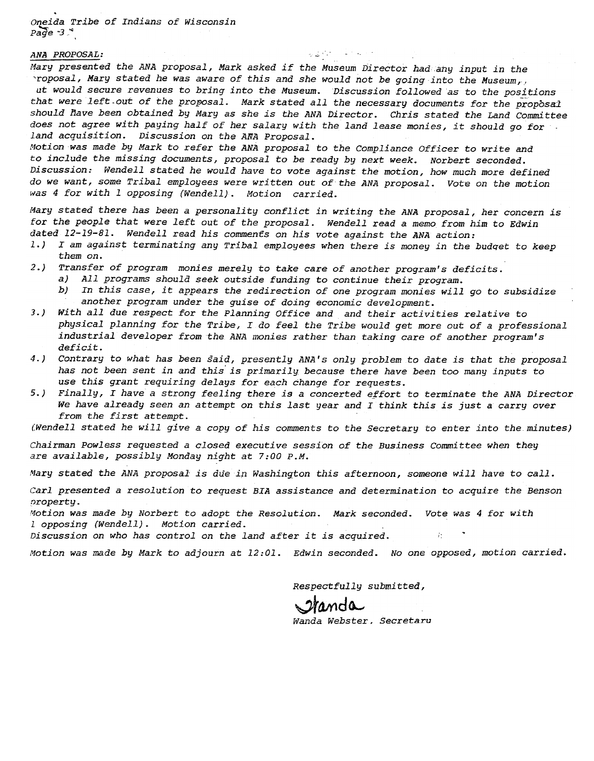*ANA PROPOSAL:*

*Mary presented the ANA proposal, Mark asked if the Museum Director had any input in the proposal, Mary stated he was aware of this and she would not be going into the Museum, but would secure revenues to bring into the Museum. Discussion followed as to the positions that were left out of the proposal. Mark stated all the necessary documents for the proposal should have been obtained by Mary as she is the ANA Director. Chris stated the Land Committee does not agree with paying half of her salary with the land lease monies, it should go for land acquisition. Discussion on the ANA Proposal.*

*Motion was made by Mark to refer the ANA proposal to the Compliance Officer to write and to include the missing documents, proposal to be ready by next week. Norbert seconded. Discussion: Wendell stated he would have to vote against the motion, how much more defined do we want, some Tribal employees were written out of the ANA proposal. Vote on the motion was 4 for with 1 opposing (Wendell). Motion carried.*

*Mary stated there has been a personality conflict in writing the ANA proposal, her concern is for the people that were left out of the proposal. Wendell read a memo from him to Edwin dated 12-19-81. Wendell read his comments on his vote against the ANA action:*

1.) *I am against terminating any Tribal employees when there is money in the budget to keep them on.*
2.) *Transfer of program monies merely to take care of another program's deficits.*
    a) *All programs should seek outside funding to continue their program.*
    b) *In this case, it appears the redirection of one program monies will go to subsidize another program under the guise of doing economic development.*
3.) *With all due respect for the Planning Office and and their activities relative to physical planning for the Tribe, I do feel the Tribe would get more out of a professional industrial developer from the ANA monies rather than taking care of another program's deficit.*
4.) *Contrary to what has been said, presently ANA's only problem to date is that the proposal has not been sent in and this is primarily because there have been too many inputs to use this grant requiring delays for each change for requests.*
5.) *Finally, I have a strong feeling there is a concerted effort to terminate the ANA Director We have already seen an attempt on this last year and I think this is just a carry over from the first attempt.*

*(Wendell stated he will give a copy of his comments to the Secretary to enter into the minutes)*

*Chairman Powless requested a closed executive session of the Business Committee when they are available, possibly Monday night at 7:00 P.M.*

*Mary stated the ANA proposal is due in Washington this afternoon, someone will have to call.*

*Carl presented a resolution to request BIA assistance and determination to acquire the Benson property.*

*Motion was made by Norbert to adopt the Resolution. Mark seconded. Vote was 4 for with 1 opposing (Wendell). Motion carried.*

*Discussion on who has control on the land after it is acquired.*

*Motion was made by Mark to adjourn at 12:01. Edwin seconded. No one opposed, motion carried.*

*Respectfully submitted,*

Wanda

*Wanda Webster, Secretary*